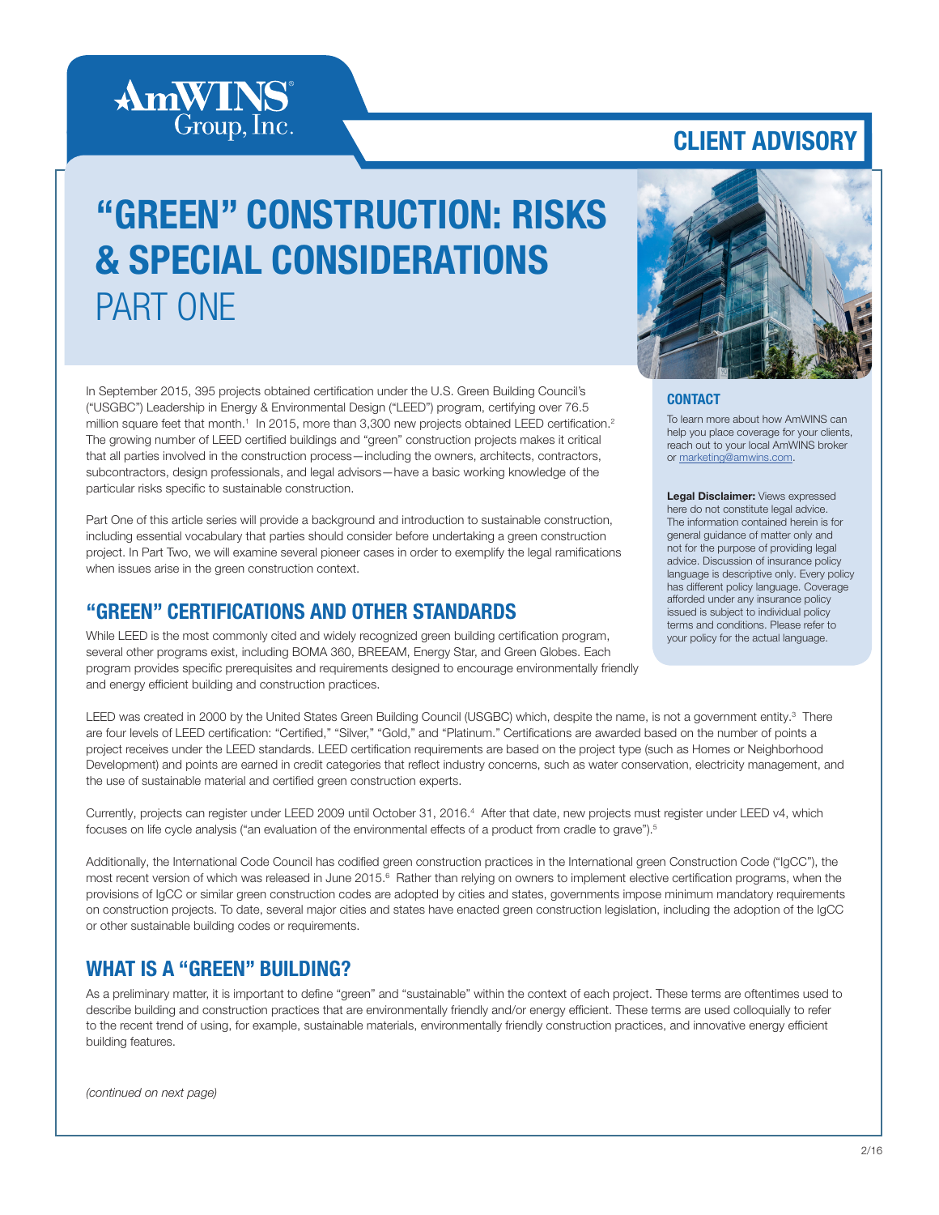AmWINS Group, Inc.

CLIENT ADVISORY

# "GREEN" CONSTRUCTION: RISKS & SPECIAL CONSIDERATIONS
PART ONE

In September 2015, 395 projects obtained certification under the U.S. Green Building Council's ("USGBC") Leadership in Energy & Environmental Design ("LEED") program, certifying over 76.5 million square feet that month.[1] In 2015, more than 3,300 new projects obtained LEED certification.[2] The growing number of LEED certified buildings and "green" construction projects makes it critical that all parties involved in the construction process—including the owners, architects, contractors, subcontractors, design professionals, and legal advisors—have a basic working knowledge of the particular risks specific to sustainable construction.

Part One of this article series will provide a background and introduction to sustainable construction, including essential vocabulary that parties should consider before undertaking a green construction project. In Part Two, we will examine several pioneer cases in order to exemplify the legal ramifications when issues arise in the green construction context.

## "GREEN" CERTIFICATIONS AND OTHER STANDARDS

While LEED is the most commonly cited and widely recognized green building certification program, several other programs exist, including BOMA 360, BREEAM, Energy Star, and Green Globes. Each program provides specific prerequisites and requirements designed to encourage environmentally friendly and energy efficient building and construction practices.

LEED was created in 2000 by the United States Green Building Council (USGBC) which, despite the name, is not a government entity.[3] There are four levels of LEED certification: "Certified," "Silver," "Gold," and "Platinum." Certifications are awarded based on the number of points a project receives under the LEED standards. LEED certification requirements are based on the project type (such as Homes or Neighborhood Development) and points are earned in credit categories that reflect industry concerns, such as water conservation, electricity management, and the use of sustainable material and certified green construction experts.

Currently, projects can register under LEED 2009 until October 31, 2016.[4] After that date, new projects must register under LEED v4, which focuses on life cycle analysis ("an evaluation of the environmental effects of a product from cradle to grave").[5]

Additionally, the International Code Council has codified green construction practices in the International green Construction Code ("IgCC"), the most recent version of which was released in June 2015.[6] Rather than relying on owners to implement elective certification programs, when the provisions of IgCC or similar green construction codes are adopted by cities and states, governments impose minimum mandatory requirements on construction projects. To date, several major cities and states have enacted green construction legislation, including the adoption of the IgCC or other sustainable building codes or requirements.

## WHAT IS A "GREEN" BUILDING?

As a preliminary matter, it is important to define "green" and "sustainable" within the context of each project. These terms are oftentimes used to describe building and construction practices that are environmentally friendly and/or energy efficient. These terms are used colloquially to refer to the recent trend of using, for example, sustainable materials, environmentally friendly construction practices, and innovative energy efficient building features.

*(continued on next page)*

### CONTACT

To learn more about how AmWINS can help you place coverage for your clients, reach out to your local AmWINS broker or marketing@amwins.com.

**Legal Disclaimer:** Views expressed here do not constitute legal advice. The information contained herein is for general guidance of matter only and not for the purpose of providing legal advice. Discussion of insurance policy language is descriptive only. Every policy has different policy language. Coverage afforded under any insurance policy issued is subject to individual policy terms and conditions. Please refer to your policy for the actual language.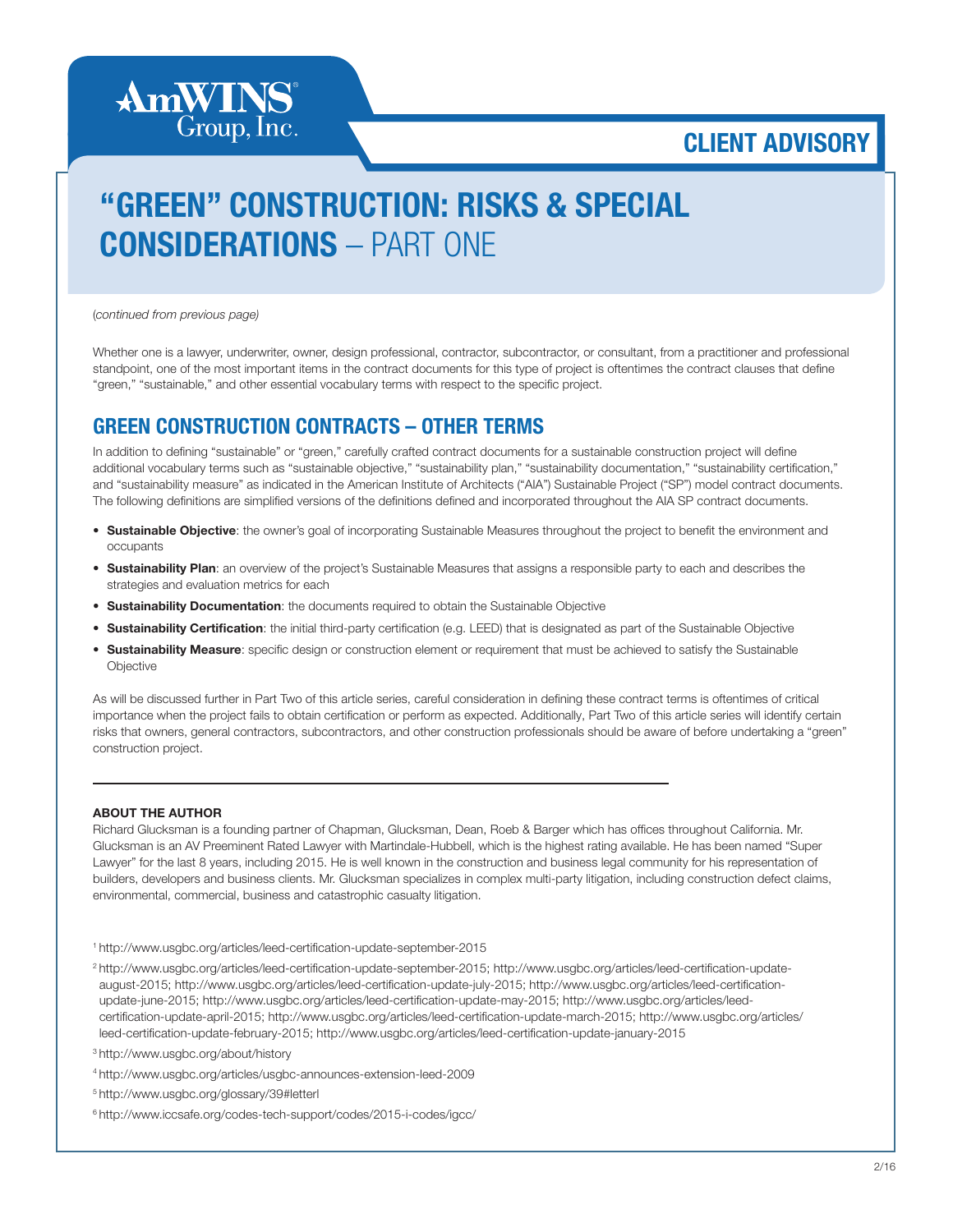# "GREEN" CONSTRUCTION: RISKS & SPECIAL CONSIDERATIONS – PART ONE

(*continued from previous page)*

Whether one is a lawyer, underwriter, owner, design professional, contractor, subcontractor, or consultant, from a practitioner and professional standpoint, one of the most important items in the contract documents for this type of project is oftentimes the contract clauses that define "green," "sustainable," and other essential vocabulary terms with respect to the specific project.

## GREEN CONSTRUCTION CONTRACTS – OTHER TERMS

In addition to defining "sustainable" or "green," carefully crafted contract documents for a sustainable construction project will define additional vocabulary terms such as "sustainable objective," "sustainability plan," "sustainability documentation," "sustainability certification," and "sustainability measure" as indicated in the American Institute of Architects ("AIA") Sustainable Project ("SP") model contract documents. The following definitions are simplified versions of the definitions defined and incorporated throughout the AIA SP contract documents.

- **Sustainable Objective**: the owner's goal of incorporating Sustainable Measures throughout the project to benefit the environment and occupants
- **Sustainability Plan**: an overview of the project's Sustainable Measures that assigns a responsible party to each and describes the strategies and evaluation metrics for each
- **Sustainability Documentation**: the documents required to obtain the Sustainable Objective
- **Sustainability Certification**: the initial third-party certification (e.g. LEED) that is designated as part of the Sustainable Objective
- **Sustainability Measure**: specific design or construction element or requirement that must be achieved to satisfy the Sustainable Objective

As will be discussed further in Part Two of this article series, careful consideration in defining these contract terms is oftentimes of critical importance when the project fails to obtain certification or perform as expected. Additionally, Part Two of this article series will identify certain risks that owners, general contractors, subcontractors, and other construction professionals should be aware of before undertaking a "green" construction project.

---

**ABOUT THE AUTHOR**

Richard Glucksman is a founding partner of Chapman, Glucksman, Dean, Roeb & Barger which has offices throughout California. Mr. Glucksman is an AV Preeminent Rated Lawyer with Martindale-Hubbell, which is the highest rating available. He has been named "Super Lawyer" for the last 8 years, including 2015. He is well known in the construction and business legal community for his representation of builders, developers and business clients. Mr. Glucksman specializes in complex multi-party litigation, including construction defect claims, environmental, commercial, business and catastrophic casualty litigation.

[1] http://www.usgbc.org/articles/leed-certification-update-september-2015

[2] http://www.usgbc.org/articles/leed-certification-update-september-2015; http://www.usgbc.org/articles/leed-certification-update-august-2015; http://www.usgbc.org/articles/leed-certification-update-july-2015; http://www.usgbc.org/articles/leed-certification-update-june-2015; http://www.usgbc.org/articles/leed-certification-update-may-2015; http://www.usgbc.org/articles/leed-certification-update-april-2015; http://www.usgbc.org/articles/leed-certification-update-march-2015; http://www.usgbc.org/articles/leed-certification-update-february-2015; http://www.usgbc.org/articles/leed-certification-update-january-2015

[3] http://www.usgbc.org/about/history

[4] http://www.usgbc.org/articles/usgbc-announces-extension-leed-2009

[5] http://www.usgbc.org/glossary/39#letterl

[6] http://www.iccsafe.org/codes-tech-support/codes/2015-i-codes/igcc/